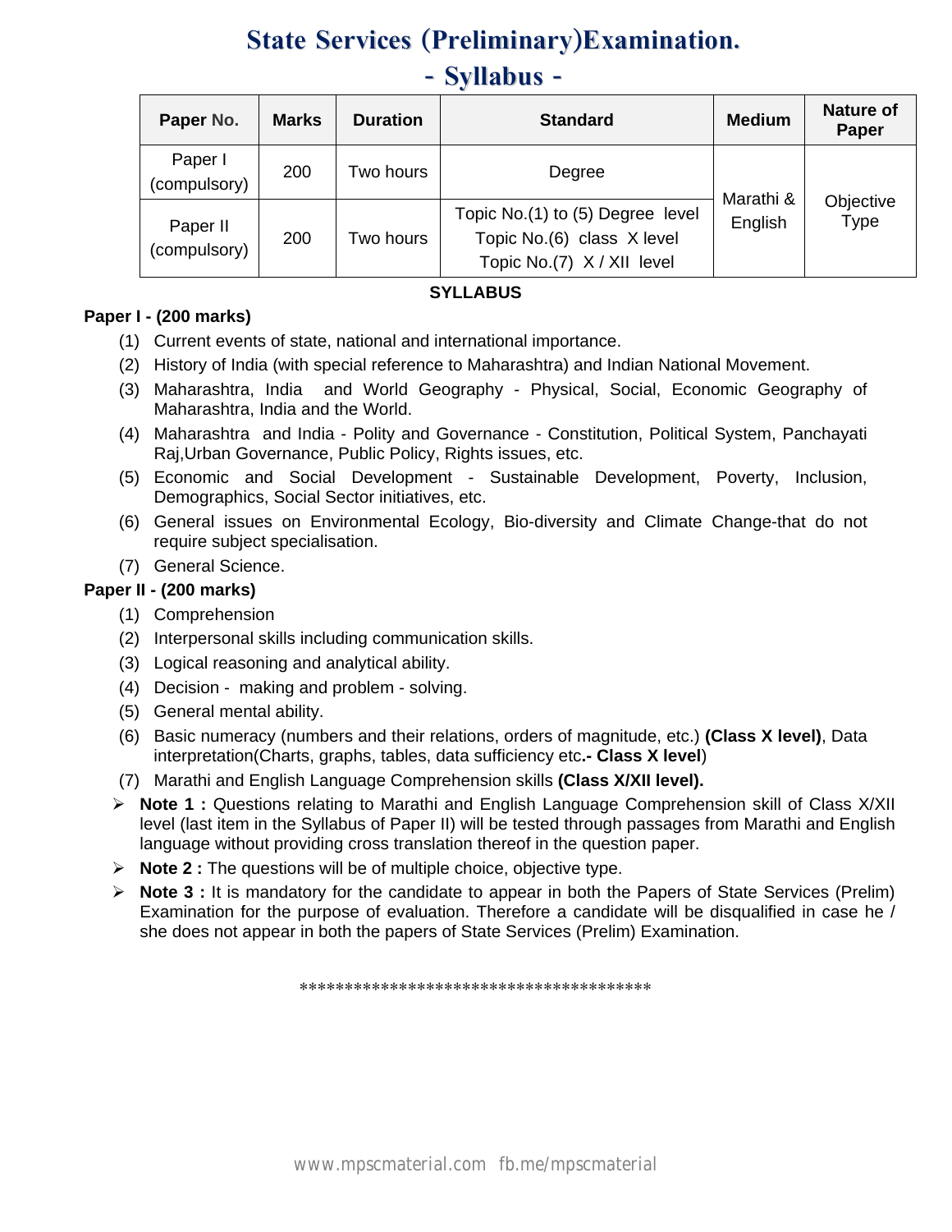# State Services (Preliminary)Examination.

## - Syllabus -

| Paper No. | Marks | Duration | Standard | Medium | Nature of Paper |
|---|---|---|---|---|---|
| Paper I (compulsory) | 200 | Two hours | Degree | Marathi & English | Objective Type |
| Paper II (compulsory) | 200 | Two hours | Topic No.(1) to (5) Degree level<br>Topic No.(6) class X level<br>Topic No.(7) X / XII level | | |

**SYLLABUS**

**Paper I - (200 marks)**

(1) Current events of state, national and international importance.

(2) History of India (with special reference to Maharashtra) and Indian National Movement.

(3) Maharashtra, India and World Geography - Physical, Social, Economic Geography of Maharashtra, India and the World.

(4) Maharashtra and India - Polity and Governance - Constitution, Political System, Panchayati Raj,Urban Governance, Public Policy, Rights issues, etc.

(5) Economic and Social Development - Sustainable Development, Poverty, Inclusion, Demographics, Social Sector initiatives, etc.

(6) General issues on Environmental Ecology, Bio-diversity and Climate Change-that do not require subject specialisation.

(7) General Science.

**Paper II - (200 marks)**

(1) Comprehension

(2) Interpersonal skills including communication skills.

(3) Logical reasoning and analytical ability.

(4) Decision - making and problem - solving.

(5) General mental ability.

(6) Basic numeracy (numbers and their relations, orders of magnitude, etc.) **(Class X level)**, Data interpretation(Charts, graphs, tables, data sufficiency etc**.- Class X level**)

(7) Marathi and English Language Comprehension skills **(Class X/XII level).**

- **Note 1 :** Questions relating to Marathi and English Language Comprehension skill of Class X/XII level (last item in the Syllabus of Paper II) will be tested through passages from Marathi and English language without providing cross translation thereof in the question paper.
- **Note 2 :** The questions will be of multiple choice, objective type.
- **Note 3 :** It is mandatory for the candidate to appear in both the Papers of State Services (Prelim) Examination for the purpose of evaluation. Therefore a candidate will be disqualified in case he / she does not appear in both the papers of State Services (Prelim) Examination.

****************************************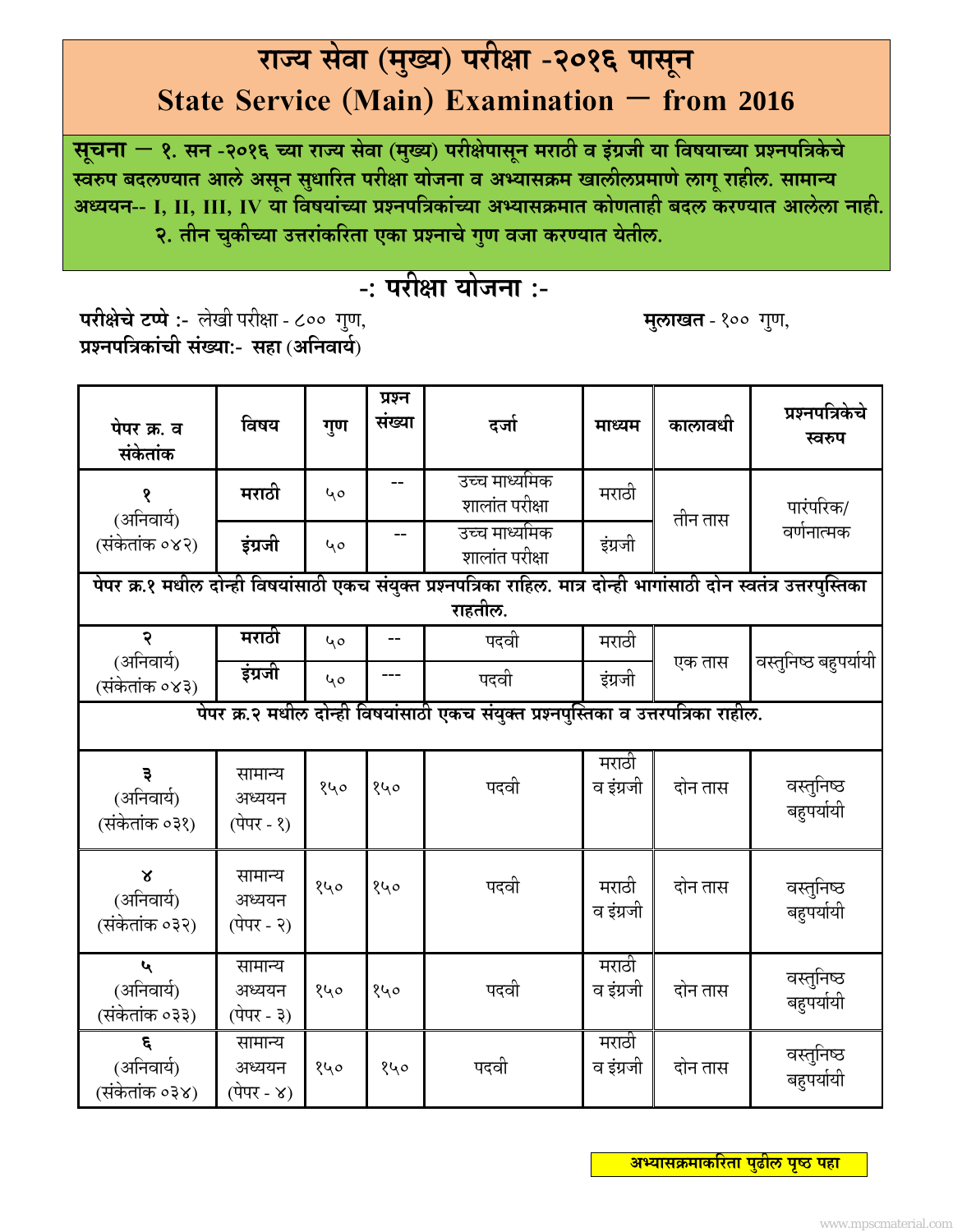# राज्य सेवा (मुख्य) परीक्षा -२०१६ पासून

# State Service (Main) Examination – from 2016

**सूचना – १. सन -२०१६ च्या राज्य सेवा (मुख्य) परीक्षेपासून मराठी व इंग्रजी या विषयाच्या प्रश्नपत्रिकेचे स्वरुप बदलण्यात आले असून सुधारित परीक्षा योजना व अभ्यासक्रम खालीलप्रमाणे लागू राहील. सामान्य अध्ययन-- I, II, III, IV या विषयांच्या प्रश्नपत्रिकांच्या अभ्यासक्रमात कोणताही बदल करण्यात आलेला नाही.**

**२. तीन चुकीच्या उत्तरांकरिता एका प्रश्नाचे गुण वजा करण्यात येतील.**

## -: परीक्षा योजना :-

**परीक्षेचे टप्पे** :- लेखी परीक्षा - ८०० गुण, **मुलाखत** - १०० गुण,

**प्रश्नपत्रिकांची संख्या:-** **सहा** (**अनिवार्य**)

| पेपर क्र. व संकेतांक | विषय | गुण | प्रश्न संख्या | दर्जा | माध्यम | कालावधी | प्रश्नपत्रिकेचे स्वरुप |
|---|---|---|---|---|---|---|---|
| १ (अनिवार्य) (संकेतांक ०४२) | **मराठी** | ५० | -- | उच्च माध्यमिक शालांत परीक्षा | मराठी | तीन तास | पारंपरिक/ वर्णनात्मक |
| | **इंग्रजी** | ५० | -- | उच्च माध्यमिक शालांत परीक्षा | इंग्रजी | | |
| **पेपर क्र.१ मधील दोन्ही विषयांसाठी एकच संयुक्त प्रश्नपत्रिका राहिल. मात्र दोन्ही भागांसाठी दोन स्वतंत्र उत्तरपुस्तिका राहतील.** | | | | | | | |
| २ (अनिवार्य) (संकेतांक ०४३) | **मराठी** | ५० | -- | पदवी | मराठी | एक तास | वस्तुनिष्ठ बहुपर्यायी |
| | **इंग्रजी** | ५० | --- | पदवी | इंग्रजी | | |
| **पेपर क्र.२ मधील दोन्ही विषयांसाठी एकच संयुक्त प्रश्नपुस्तिका व उत्तरपत्रिका राहील.** | | | | | | | |
| ३ (अनिवार्य) (संकेतांक ०३१) | सामान्य अध्ययन (पेपर - १) | १५० | १५० | पदवी | मराठी व इंग्रजी | दोन तास | वस्तुनिष्ठ बहुपर्यायी |
| ४ (अनिवार्य) (संकेतांक ०३२) | सामान्य अध्ययन (पेपर - २) | १५० | १५० | पदवी | मराठी व इंग्रजी | दोन तास | वस्तुनिष्ठ बहुपर्यायी |
| ५ (अनिवार्य) (संकेतांक ०३३) | सामान्य अध्ययन (पेपर - ३) | १५० | १५० | पदवी | मराठी व इंग्रजी | दोन तास | वस्तुनिष्ठ बहुपर्यायी |
| ६ (अनिवार्य) (संकेतांक ०३४) | सामान्य अध्ययन (पेपर - ४) | १५० | १५० | पदवी | मराठी व इंग्रजी | दोन तास | वस्तुनिष्ठ बहुपर्यायी |

**अभ्यासक्रमाकरिता पुढील पृष्ठ पहा**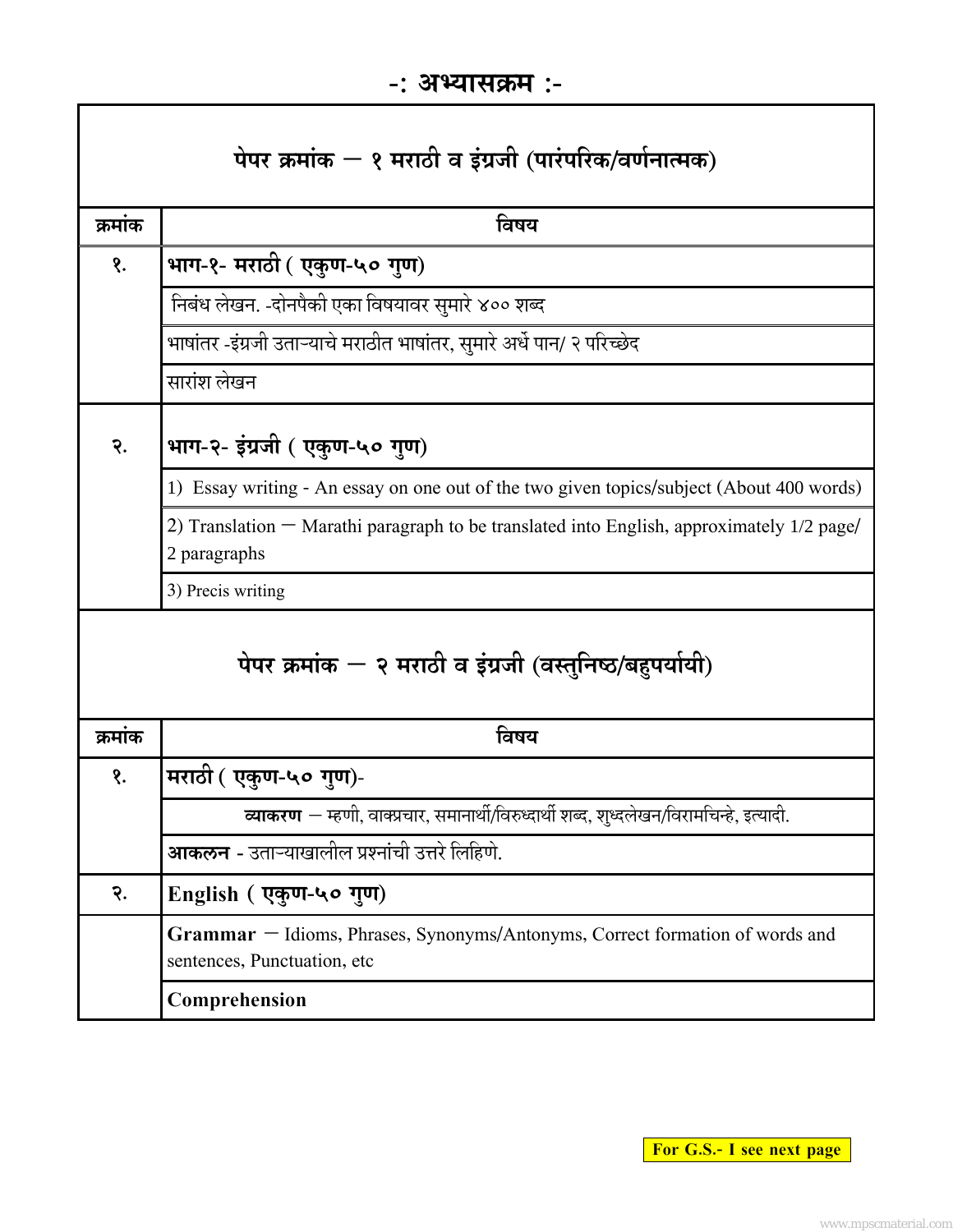# -: अभ्यासक्रम :-

## पेपर क्रमांक – १ मराठी व इंग्रजी (पारंपरिक/वर्णनात्मक)

| क्रमांक | विषय |
|---|---|
| १. | **भाग-१- मराठी ( एकुण-५० गुण)** |
| | निबंध लेखन. -दोनपैकी एका विषयावर सुमारे ४०० शब्द |
| | भाषांतर -इंग्रजी उताऱ्याचे मराठीत भाषांतर, सुमारे अर्धे पान/ २ परिच्छेद |
| | सारांश लेखन |
| २. | **भाग-२- इंग्रजी ( एकुण-५० गुण)** |
| | 1) Essay writing - An essay on one out of the two given topics/subject (About 400 words) |
| | 2) Translation – Marathi paragraph to be translated into English, approximately 1/2 page/ 2 paragraphs |
| | 3) Precis writing |

## पेपर क्रमांक – २ मराठी व इंग्रजी (वस्तुनिष्ठ/बहुपर्यायी)

| क्रमांक | विषय |
|---|---|
| १. | **मराठी ( एकुण-५० गुण)**- |
| | **व्याकरण** – म्हणी, वाक्प्रचार, समानार्थी/विरुध्दार्थी शब्द, शुध्दलेखन/विरामचिन्हे, इत्यादी. |
| | **आकलन** - उताऱ्याखालील प्रश्नांची उत्तरे लिहिणे. |
| २. | **English ( एकुण-५० गुण)** |
| | **Grammar** – Idioms, Phrases, Synonyms/Antonyms, Correct formation of words and sentences, Punctuation, etc |
| | **Comprehension** |

**For G.S.- I see next page**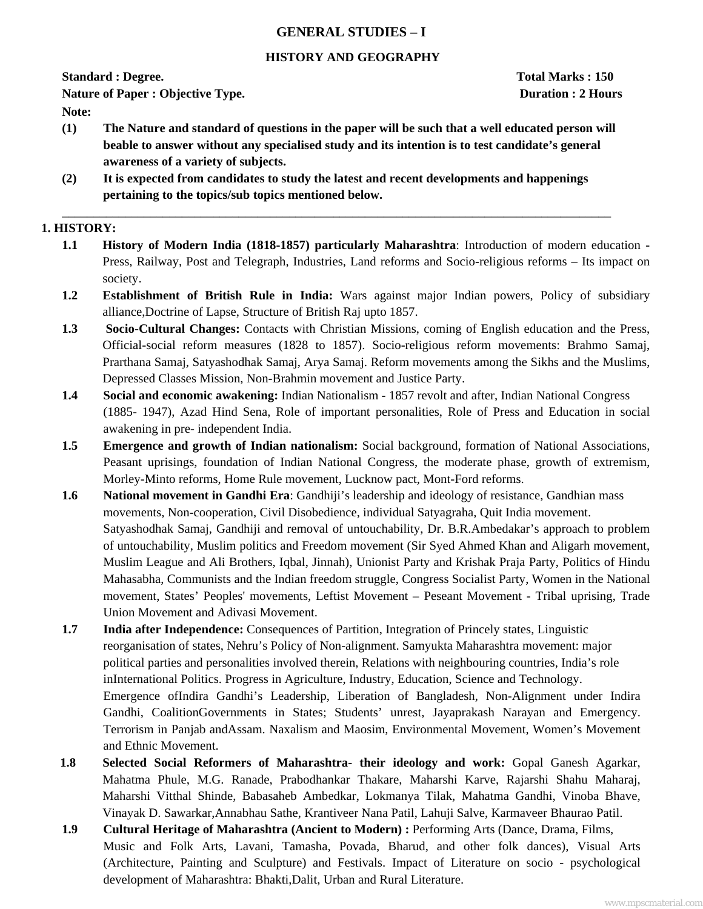# GENERAL STUDIES – I

## HISTORY AND GEOGRAPHY

**Standard : Degree.** **Total Marks : 150**

**Nature of Paper : Objective Type.** **Duration : 2 Hours**

**Note:**

**(1)** **The Nature and standard of questions in the paper will be such that a well educated person will beable to answer without any specialised study and its intention is to test candidate's general awareness of a variety of subjects.**

**(2)** **It is expected from candidates to study the latest and recent developments and happenings pertaining to the topics/sub topics mentioned below.**

---

## 1. HISTORY:

**1.1** **History of Modern India (1818-1857) particularly Maharashtra**: Introduction of modern education - Press, Railway, Post and Telegraph, Industries, Land reforms and Socio-religious reforms – Its impact on society.

**1.2** **Establishment of British Rule in India:** Wars against major Indian powers, Policy of subsidiary alliance,Doctrine of Lapse, Structure of British Raj upto 1857.

**1.3** **Socio-Cultural Changes:** Contacts with Christian Missions, coming of English education and the Press, Official-social reform measures (1828 to 1857). Socio-religious reform movements: Brahmo Samaj, Prarthana Samaj, Satyashodhak Samaj, Arya Samaj. Reform movements among the Sikhs and the Muslims, Depressed Classes Mission, Non-Brahmin movement and Justice Party.

**1.4** **Social and economic awakening:** Indian Nationalism - 1857 revolt and after, Indian National Congress (1885- 1947), Azad Hind Sena, Role of important personalities, Role of Press and Education in social awakening in pre- independent India.

**1.5** **Emergence and growth of Indian nationalism:** Social background, formation of National Associations, Peasant uprisings, foundation of Indian National Congress, the moderate phase, growth of extremism, Morley-Minto reforms, Home Rule movement, Lucknow pact, Mont-Ford reforms.

**1.6** **National movement in Gandhi Era**: Gandhiji's leadership and ideology of resistance, Gandhian mass movements, Non-cooperation, Civil Disobedience, individual Satyagraha, Quit India movement. Satyashodhak Samaj, Gandhiji and removal of untouchability, Dr. B.R.Ambedakar's approach to problem of untouchability, Muslim politics and Freedom movement (Sir Syed Ahmed Khan and Aligarh movement, Muslim League and Ali Brothers, Iqbal, Jinnah), Unionist Party and Krishak Praja Party, Politics of Hindu Mahasabha, Communists and the Indian freedom struggle, Congress Socialist Party, Women in the National movement, States' Peoples' movements, Leftist Movement – Peseant Movement - Tribal uprising, Trade Union Movement and Adivasi Movement.

**1.7** **India after Independence:** Consequences of Partition, Integration of Princely states, Linguistic reorganisation of states, Nehru's Policy of Non-alignment. Samyukta Maharashtra movement: major political parties and personalities involved therein, Relations with neighbouring countries, India's role inInternational Politics. Progress in Agriculture, Industry, Education, Science and Technology. Emergence ofIndira Gandhi's Leadership, Liberation of Bangladesh, Non-Alignment under Indira Gandhi, CoalitionGovernments in States; Students' unrest, Jayaprakash Narayan and Emergency. Terrorism in Panjab andAssam. Naxalism and Maosim, Environmental Movement, Women's Movement and Ethnic Movement.

**1.8** **Selected Social Reformers of Maharashtra- their ideology and work:** Gopal Ganesh Agarkar, Mahatma Phule, M.G. Ranade, Prabodhankar Thakare, Maharshi Karve, Rajarshi Shahu Maharaj, Maharshi Vitthal Shinde, Babasaheb Ambedkar, Lokmanya Tilak, Mahatma Gandhi, Vinoba Bhave, Vinayak D. Sawarkar,Annabhau Sathe, Krantiveer Nana Patil, Lahuji Salve, Karmaveer Bhaurao Patil.

**1.9** **Cultural Heritage of Maharashtra (Ancient to Modern) :** Performing Arts (Dance, Drama, Films, Music and Folk Arts, Lavani, Tamasha, Povada, Bharud, and other folk dances), Visual Arts (Architecture, Painting and Sculpture) and Festivals. Impact of Literature on socio - psychological development of Maharashtra: Bhakti,Dalit, Urban and Rural Literature.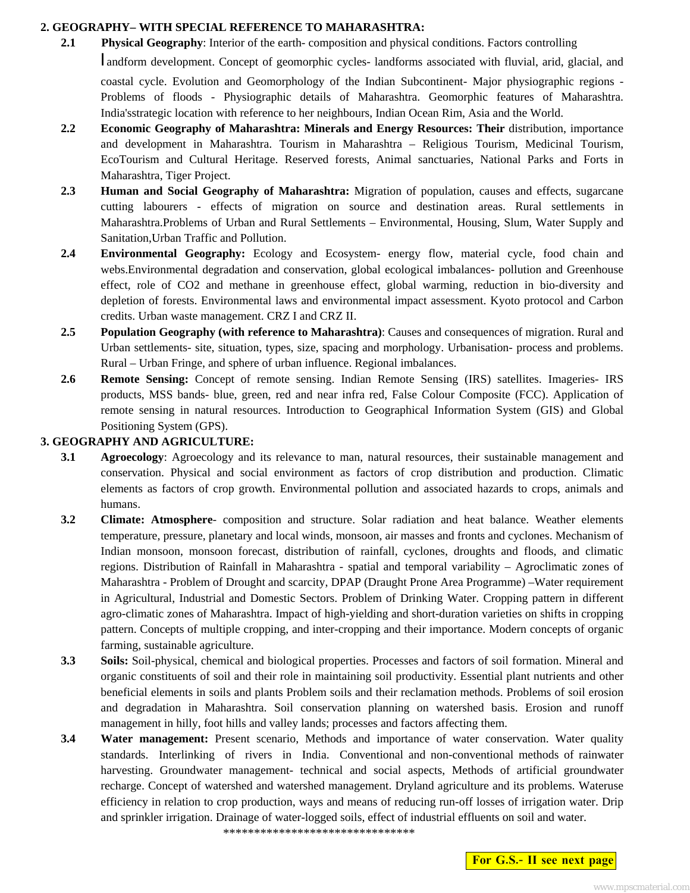## 2. GEOGRAPHY– WITH SPECIAL REFERENCE TO MAHARASHTRA:

**2.1** **Physical Geography**: Interior of the earth- composition and physical conditions. Factors controlling landform development. Concept of geomorphic cycles- landforms associated with fluvial, arid, glacial, and coastal cycle. Evolution and Geomorphology of the Indian Subcontinent- Major physiographic regions - Problems of floods - Physiographic details of Maharashtra. Geomorphic features of Maharashtra. India'sstrategic location with reference to her neighbours, Indian Ocean Rim, Asia and the World.

**2.2** **Economic Geography of Maharashtra: Minerals and Energy Resources: Their** distribution, importance and development in Maharashtra. Tourism in Maharashtra – Religious Tourism, Medicinal Tourism, EcoTourism and Cultural Heritage. Reserved forests, Animal sanctuaries, National Parks and Forts in Maharashtra, Tiger Project.

**2.3** **Human and Social Geography of Maharashtra:** Migration of population, causes and effects, sugarcane cutting labourers - effects of migration on source and destination areas. Rural settlements in Maharashtra.Problems of Urban and Rural Settlements – Environmental, Housing, Slum, Water Supply and Sanitation,Urban Traffic and Pollution.

**2.4** **Environmental Geography:** Ecology and Ecosystem- energy flow, material cycle, food chain and webs.Environmental degradation and conservation, global ecological imbalances- pollution and Greenhouse effect, role of $CO_2$ and methane in greenhouse effect, global warming, reduction in bio-diversity and depletion of forests. Environmental laws and environmental impact assessment. Kyoto protocol and Carbon credits. Urban waste management. CRZ I and CRZ II.

**2.5** **Population Geography (with reference to Maharashtra)**: Causes and consequences of migration. Rural and Urban settlements- site, situation, types, size, spacing and morphology. Urbanisation- process and problems. Rural – Urban Fringe, and sphere of urban influence. Regional imbalances.

**2.6** **Remote Sensing:** Concept of remote sensing. Indian Remote Sensing (IRS) satellites. Imageries- IRS products, MSS bands- blue, green, red and near infra red, False Colour Composite (FCC). Application of remote sensing in natural resources. Introduction to Geographical Information System (GIS) and Global Positioning System (GPS).

## 3. GEOGRAPHY AND AGRICULTURE:

**3.1** **Agroecology**: Agroecology and its relevance to man, natural resources, their sustainable management and conservation. Physical and social environment as factors of crop distribution and production. Climatic elements as factors of crop growth. Environmental pollution and associated hazards to crops, animals and humans.

**3.2** **Climate: Atmosphere**- composition and structure. Solar radiation and heat balance. Weather elements temperature, pressure, planetary and local winds, monsoon, air masses and fronts and cyclones. Mechanism of Indian monsoon, monsoon forecast, distribution of rainfall, cyclones, droughts and floods, and climatic regions. Distribution of Rainfall in Maharashtra - spatial and temporal variability – Agroclimatic zones of Maharashtra - Problem of Drought and scarcity, DPAP (Draught Prone Area Programme) –Water requirement in Agricultural, Industrial and Domestic Sectors. Problem of Drinking Water. Cropping pattern in different agro-climatic zones of Maharashtra. Impact of high-yielding and short-duration varieties on shifts in cropping pattern. Concepts of multiple cropping, and inter-cropping and their importance. Modern concepts of organic farming, sustainable agriculture.

**3.3** **Soils:** Soil-physical, chemical and biological properties. Processes and factors of soil formation. Mineral and organic constituents of soil and their role in maintaining soil productivity. Essential plant nutrients and other beneficial elements in soils and plants Problem soils and their reclamation methods. Problems of soil erosion and degradation in Maharashtra. Soil conservation planning on watershed basis. Erosion and runoff management in hilly, foot hills and valley lands; processes and factors affecting them.

**3.4** **Water management:** Present scenario, Methods and importance of water conservation. Water quality standards. Interlinking of rivers in India. Conventional and non-conventional methods of rainwater harvesting. Groundwater management- technical and social aspects, Methods of artificial groundwater recharge. Concept of watershed and watershed management. Dryland agriculture and its problems. Wateruse efficiency in relation to crop production, ways and means of reducing run-off losses of irrigation water. Drip and sprinkler irrigation. Drainage of water-logged soils, effect of industrial effluents on soil and water.

*******************************

**For G.S.- II see next page**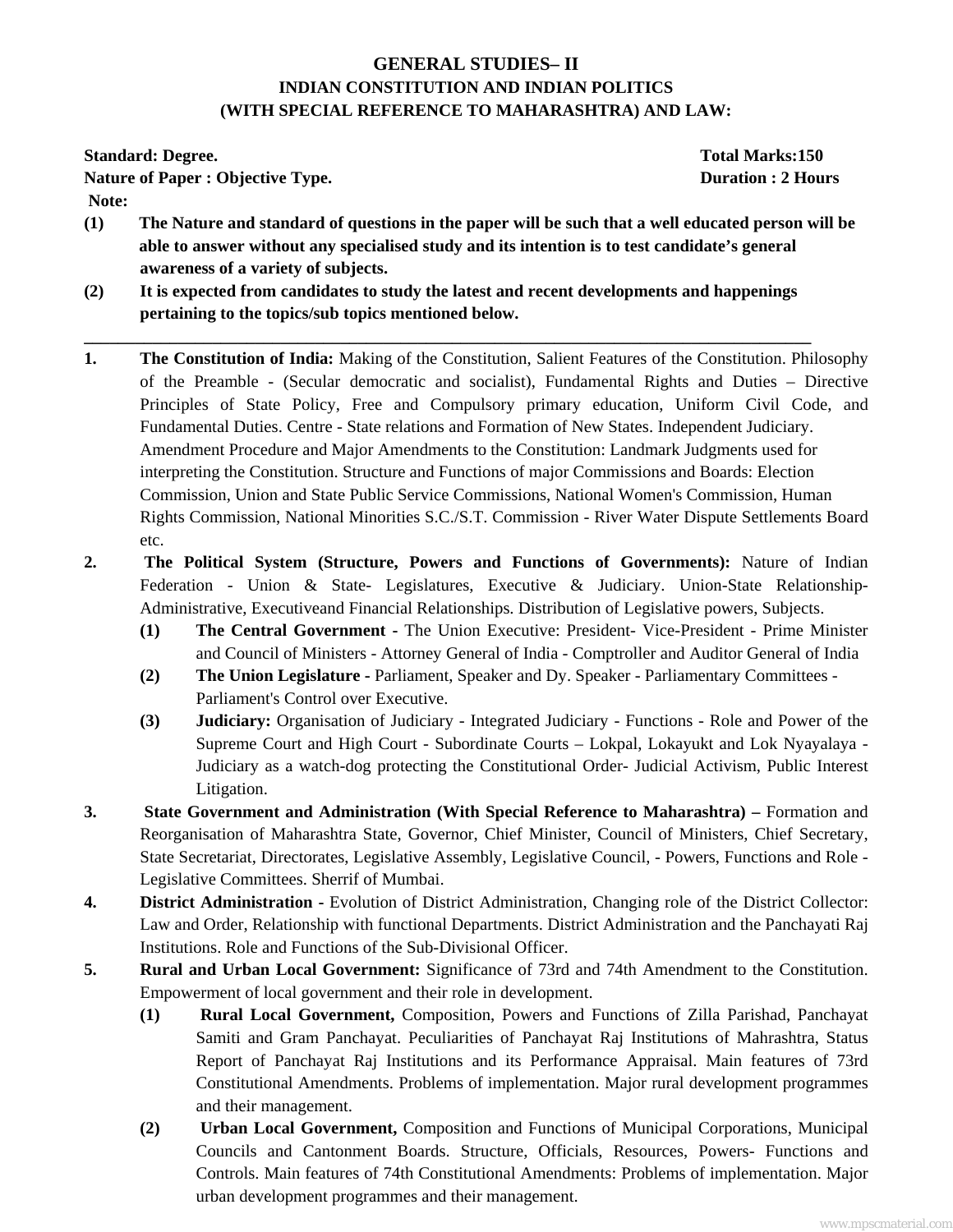# GENERAL STUDIES– II
## INDIAN CONSTITUTION AND INDIAN POLITICS
## (WITH SPECIAL REFERENCE TO MAHARASHTRA) AND LAW:

**Standard: Degree.** **Total Marks:150**

**Nature of Paper : Objective Type.** **Duration : 2 Hours**

**Note:**

**(1) The Nature and standard of questions in the paper will be such that a well educated person will be able to answer without any specialised study and its intention is to test candidate's general awareness of a variety of subjects.**

**(2) It is expected from candidates to study the latest and recent developments and happenings pertaining to the topics/sub topics mentioned below.**

---

1. **The Constitution of India:** Making of the Constitution, Salient Features of the Constitution. Philosophy of the Preamble - (Secular democratic and socialist), Fundamental Rights and Duties – Directive Principles of State Policy, Free and Compulsory primary education, Uniform Civil Code, and Fundamental Duties. Centre - State relations and Formation of New States. Independent Judiciary. Amendment Procedure and Major Amendments to the Constitution: Landmark Judgments used for interpreting the Constitution. Structure and Functions of major Commissions and Boards: Election Commission, Union and State Public Service Commissions, National Women's Commission, Human Rights Commission, National Minorities S.C./S.T. Commission - River Water Dispute Settlements Board etc.

2. **The Political System (Structure, Powers and Functions of Governments):** Nature of Indian Federation - Union & State- Legislatures, Executive & Judiciary. Union-State Relationship- Administrative, Executiveand Financial Relationships. Distribution of Legislative powers, Subjects.

   **(1) The Central Government** - The Union Executive: President- Vice-President - Prime Minister and Council of Ministers - Attorney General of India - Comptroller and Auditor General of India

   **(2) The Union Legislature** - Parliament, Speaker and Dy. Speaker - Parliamentary Committees - Parliament's Control over Executive.

   **(3) Judiciary:** Organisation of Judiciary - Integrated Judiciary - Functions - Role and Power of the Supreme Court and High Court - Subordinate Courts – Lokpal, Lokayukt and Lok Nyayalaya - Judiciary as a watch-dog protecting the Constitutional Order- Judicial Activism, Public Interest Litigation.

3. **State Government and Administration (With Special Reference to Maharashtra) –** Formation and Reorganisation of Maharashtra State, Governor, Chief Minister, Council of Ministers, Chief Secretary, State Secretariat, Directorates, Legislative Assembly, Legislative Council, - Powers, Functions and Role - Legislative Committees. Sherrif of Mumbai.

4. **District Administration** - Evolution of District Administration, Changing role of the District Collector: Law and Order, Relationship with functional Departments. District Administration and the Panchayati Raj Institutions. Role and Functions of the Sub-Divisional Officer.

5. **Rural and Urban Local Government:** Significance of 73rd and 74th Amendment to the Constitution. Empowerment of local government and their role in development.

   **(1) Rural Local Government,** Composition, Powers and Functions of Zilla Parishad, Panchayat Samiti and Gram Panchayat. Peculiarities of Panchayat Raj Institutions of Mahrashtra, Status Report of Panchayat Raj Institutions and its Performance Appraisal. Main features of 73rd Constitutional Amendments. Problems of implementation. Major rural development programmes and their management.

   **(2) Urban Local Government,** Composition and Functions of Municipal Corporations, Municipal Councils and Cantonment Boards. Structure, Officials, Resources, Powers- Functions and Controls. Main features of 74th Constitutional Amendments: Problems of implementation. Major urban development programmes and their management.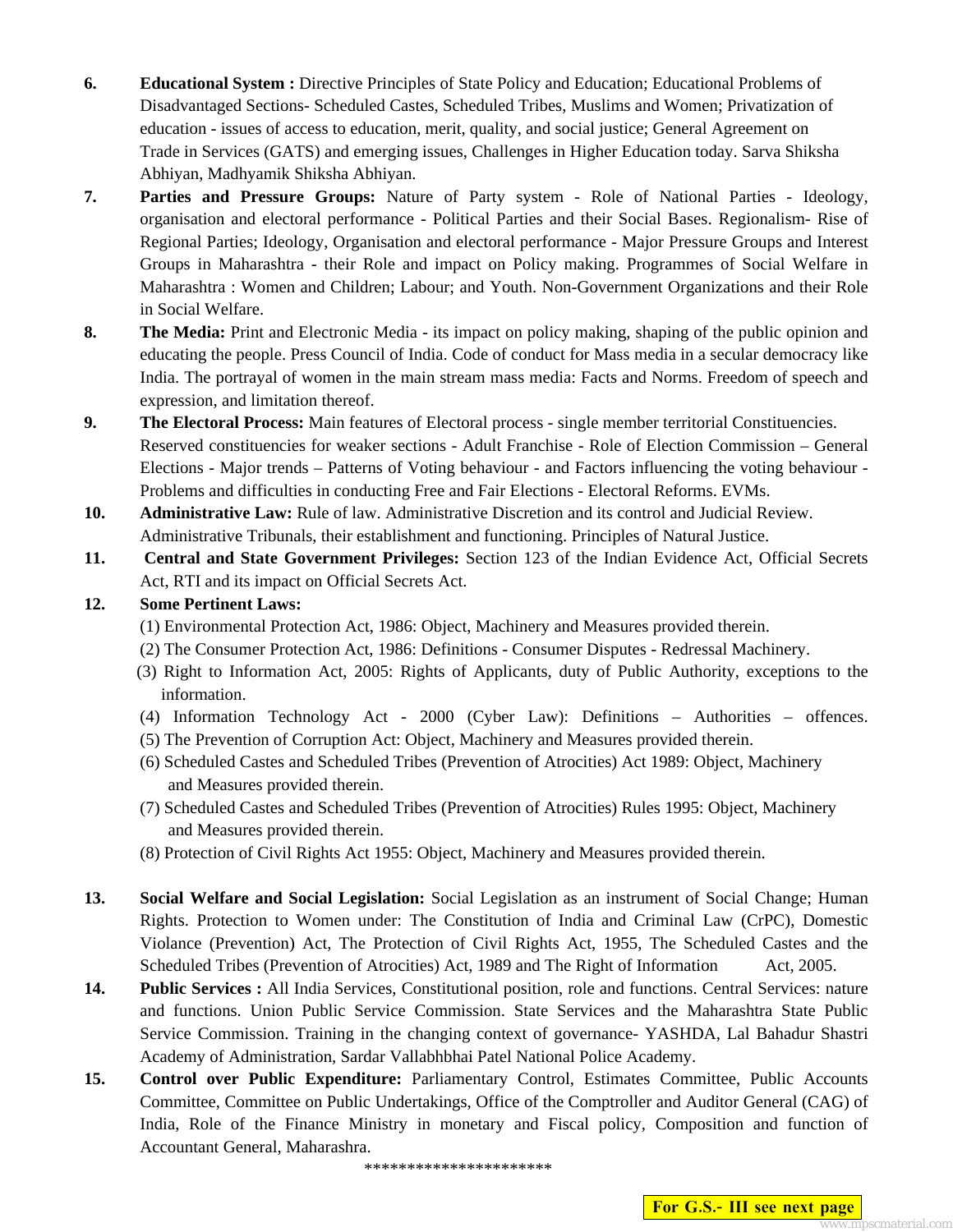6. **Educational System :** Directive Principles of State Policy and Education; Educational Problems of Disadvantaged Sections- Scheduled Castes, Scheduled Tribes, Muslims and Women; Privatization of education - issues of access to education, merit, quality, and social justice; General Agreement on Trade in Services (GATS) and emerging issues, Challenges in Higher Education today. Sarva Shiksha Abhiyan, Madhyamik Shiksha Abhiyan.

7. **Parties and Pressure Groups:** Nature of Party system - Role of National Parties - Ideology, organisation and electoral performance - Political Parties and their Social Bases. Regionalism- Rise of Regional Parties; Ideology, Organisation and electoral performance - Major Pressure Groups and Interest Groups in Maharashtra - their Role and impact on Policy making. Programmes of Social Welfare in Maharashtra : Women and Children; Labour; and Youth. Non-Government Organizations and their Role in Social Welfare.

8. **The Media:** Print and Electronic Media - its impact on policy making, shaping of the public opinion and educating the people. Press Council of India. Code of conduct for Mass media in a secular democracy like India. The portrayal of women in the main stream mass media: Facts and Norms. Freedom of speech and expression, and limitation thereof.

9. **The Electoral Process:** Main features of Electoral process - single member territorial Constituencies. Reserved constituencies for weaker sections - Adult Franchise - Role of Election Commission – General Elections - Major trends – Patterns of Voting behaviour - and Factors influencing the voting behaviour - Problems and difficulties in conducting Free and Fair Elections - Electoral Reforms. EVMs.

10. **Administrative Law:** Rule of law. Administrative Discretion and its control and Judicial Review. Administrative Tribunals, their establishment and functioning. Principles of Natural Justice.

11. **Central and State Government Privileges:** Section 123 of the Indian Evidence Act, Official Secrets Act, RTI and its impact on Official Secrets Act.

12. **Some Pertinent Laws:**
    (1) Environmental Protection Act, 1986: Object, Machinery and Measures provided therein.
    (2) The Consumer Protection Act, 1986: Definitions - Consumer Disputes - Redressal Machinery.
    (3) Right to Information Act, 2005: Rights of Applicants, duty of Public Authority, exceptions to the information.
    (4) Information Technology Act - 2000 (Cyber Law): Definitions – Authorities – offences.
    (5) The Prevention of Corruption Act: Object, Machinery and Measures provided therein.
    (6) Scheduled Castes and Scheduled Tribes (Prevention of Atrocities) Act 1989: Object, Machinery and Measures provided therein.
    (7) Scheduled Castes and Scheduled Tribes (Prevention of Atrocities) Rules 1995: Object, Machinery and Measures provided therein.
    (8) Protection of Civil Rights Act 1955: Object, Machinery and Measures provided therein.

13. **Social Welfare and Social Legislation:** Social Legislation as an instrument of Social Change; Human Rights. Protection to Women under: The Constitution of India and Criminal Law (CrPC), Domestic Violance (Prevention) Act, The Protection of Civil Rights Act, 1955, The Scheduled Castes and the Scheduled Tribes (Prevention of Atrocities) Act, 1989 and The Right of Information Act, 2005.

14. **Public Services :** All India Services, Constitutional position, role and functions. Central Services: nature and functions. Union Public Service Commission. State Services and the Maharashtra State Public Service Commission. Training in the changing context of governance- YASHDA, Lal Bahadur Shastri Academy of Administration, Sardar Vallabhbhai Patel National Police Academy.

15. **Control over Public Expenditure:** Parliamentary Control, Estimates Committee, Public Accounts Committee, Committee on Public Undertakings, Office of the Comptroller and Auditor General (CAG) of India, Role of the Finance Ministry in monetary and Fiscal policy, Composition and function of Accountant General, Maharashra.

**********************

**For G.S.- III see next page**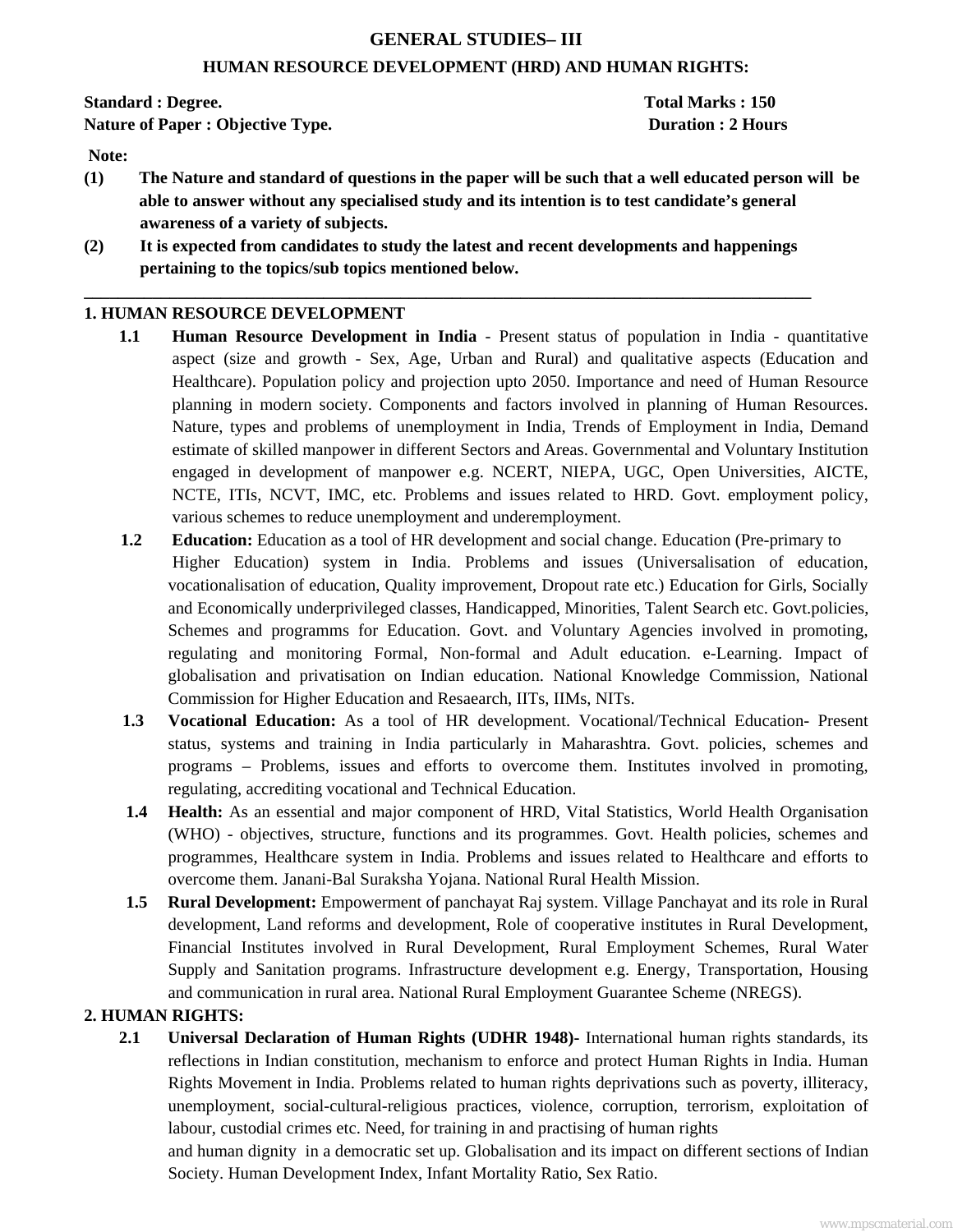# GENERAL STUDIES– III

## HUMAN RESOURCE DEVELOPMENT (HRD) AND HUMAN RIGHTS:

**Standard : Degree.** **Total Marks : 150**
**Nature of Paper : Objective Type.** **Duration : 2 Hours**

**Note:**

**(1) The Nature and standard of questions in the paper will be such that a well educated person will be able to answer without any specialised study and its intention is to test candidate's general awareness of a variety of subjects.**

**(2) It is expected from candidates to study the latest and recent developments and happenings pertaining to the topics/sub topics mentioned below.**

---

### 1. HUMAN RESOURCE DEVELOPMENT

**1.1 Human Resource Development in India** - Present status of population in India - quantitative aspect (size and growth - Sex, Age, Urban and Rural) and qualitative aspects (Education and Healthcare). Population policy and projection upto 2050. Importance and need of Human Resource planning in modern society. Components and factors involved in planning of Human Resources. Nature, types and problems of unemployment in India, Trends of Employment in India, Demand estimate of skilled manpower in different Sectors and Areas. Governmental and Voluntary Institution engaged in development of manpower e.g. NCERT, NIEPA, UGC, Open Universities, AICTE, NCTE, ITIs, NCVT, IMC, etc. Problems and issues related to HRD. Govt. employment policy, various schemes to reduce unemployment and underemployment.

**1.2 Education:** Education as a tool of HR development and social change. Education (Pre-primary to Higher Education) system in India. Problems and issues (Universalisation of education, vocationalisation of education, Quality improvement, Dropout rate etc.) Education for Girls, Socially and Economically underprivileged classes, Handicapped, Minorities, Talent Search etc. Govt.policies, Schemes and programms for Education. Govt. and Voluntary Agencies involved in promoting, regulating and monitoring Formal, Non-formal and Adult education. e-Learning. Impact of globalisation and privatisation on Indian education. National Knowledge Commission, National Commission for Higher Education and Resaearch, IITs, IIMs, NITs.

**1.3 Vocational Education:** As a tool of HR development. Vocational/Technical Education- Present status, systems and training in India particularly in Maharashtra. Govt. policies, schemes and programs – Problems, issues and efforts to overcome them. Institutes involved in promoting, regulating, accrediting vocational and Technical Education.

**1.4 Health:** As an essential and major component of HRD, Vital Statistics, World Health Organisation (WHO) - objectives, structure, functions and its programmes. Govt. Health policies, schemes and programmes, Healthcare system in India. Problems and issues related to Healthcare and efforts to overcome them. Janani-Bal Suraksha Yojana. National Rural Health Mission.

**1.5 Rural Development:** Empowerment of panchayat Raj system. Village Panchayat and its role in Rural development, Land reforms and development, Role of cooperative institutes in Rural Development, Financial Institutes involved in Rural Development, Rural Employment Schemes, Rural Water Supply and Sanitation programs. Infrastructure development e.g. Energy, Transportation, Housing and communication in rural area. National Rural Employment Guarantee Scheme (NREGS).

### 2. HUMAN RIGHTS:

**2.1 Universal Declaration of Human Rights (UDHR 1948)-** International human rights standards, its reflections in Indian constitution, mechanism to enforce and protect Human Rights in India. Human Rights Movement in India. Problems related to human rights deprivations such as poverty, illiteracy, unemployment, social-cultural-religious practices, violence, corruption, terrorism, exploitation of labour, custodial crimes etc. Need, for training in and practising of human rights and human dignity in a democratic set up. Globalisation and its impact on different sections of Indian Society. Human Development Index, Infant Mortality Ratio, Sex Ratio.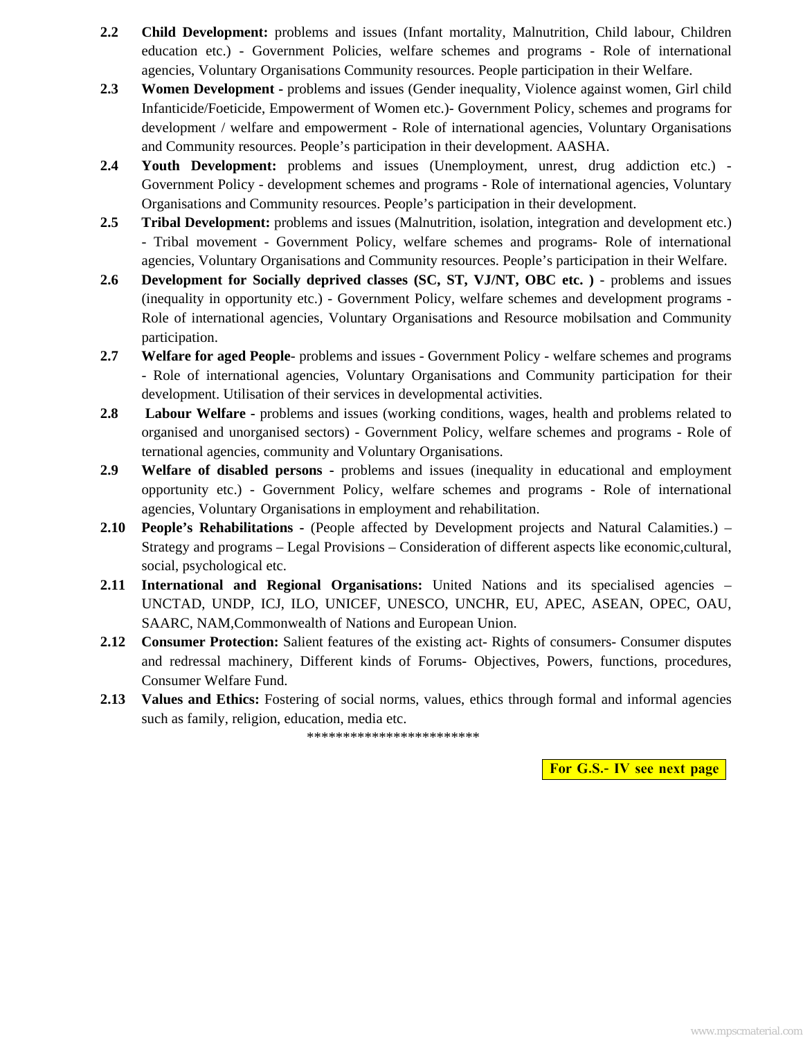**2.2** **Child Development:** problems and issues (Infant mortality, Malnutrition, Child labour, Children education etc.) - Government Policies, welfare schemes and programs - Role of international agencies, Voluntary Organisations Community resources. People participation in their Welfare.

**2.3** **Women Development -** problems and issues (Gender inequality, Violence against women, Girl child Infanticide/Foeticide, Empowerment of Women etc.)- Government Policy, schemes and programs for development / welfare and empowerment - Role of international agencies, Voluntary Organisations and Community resources. People's participation in their development. AASHA.

**2.4** **Youth Development:** problems and issues (Unemployment, unrest, drug addiction etc.) - Government Policy - development schemes and programs - Role of international agencies, Voluntary Organisations and Community resources. People's participation in their development.

**2.5** **Tribal Development:** problems and issues (Malnutrition, isolation, integration and development etc.) - Tribal movement - Government Policy, welfare schemes and programs- Role of international agencies, Voluntary Organisations and Community resources. People's participation in their Welfare.

**2.6** **Development for Socially deprived classes (SC, ST, VJ/NT, OBC etc. )** - problems and issues (inequality in opportunity etc.) - Government Policy, welfare schemes and development programs - Role of international agencies, Voluntary Organisations and Resource mobilsation and Community participation.

**2.7** **Welfare for aged People**- problems and issues - Government Policy - welfare schemes and programs - Role of international agencies, Voluntary Organisations and Community participation for their development. Utilisation of their services in developmental activities.

**2.8** **Labour Welfare -** problems and issues (working conditions, wages, health and problems related to organised and unorganised sectors) - Government Policy, welfare schemes and programs - Role of ternational agencies, community and Voluntary Organisations.

**2.9** **Welfare of disabled persons -** problems and issues (inequality in educational and employment opportunity etc.) - Government Policy, welfare schemes and programs - Role of international agencies, Voluntary Organisations in employment and rehabilitation.

**2.10** **People's Rehabilitations -** (People affected by Development projects and Natural Calamities.) – Strategy and programs – Legal Provisions – Consideration of different aspects like economic,cultural, social, psychological etc.

**2.11** **International and Regional Organisations:** United Nations and its specialised agencies – UNCTAD, UNDP, ICJ, ILO, UNICEF, UNESCO, UNCHR, EU, APEC, ASEAN, OPEC, OAU, SAARC, NAM,Commonwealth of Nations and European Union.

**2.12** **Consumer Protection:** Salient features of the existing act- Rights of consumers- Consumer disputes and redressal machinery, Different kinds of Forums- Objectives, Powers, functions, procedures, Consumer Welfare Fund.

**2.13** **Values and Ethics:** Fostering of social norms, values, ethics through formal and informal agencies such as family, religion, education, media etc.

************************

**For G.S.- IV see next page**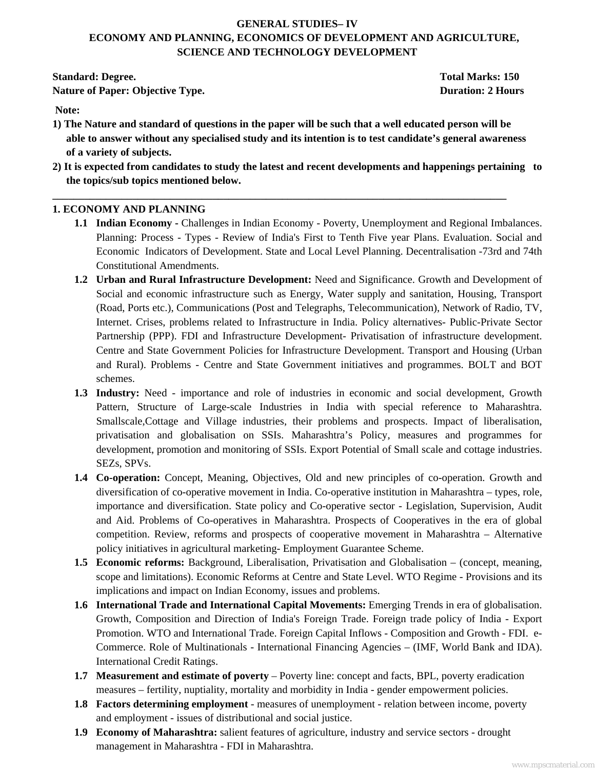**GENERAL STUDIES– IV**
**ECONOMY AND PLANNING, ECONOMICS OF DEVELOPMENT AND AGRICULTURE, SCIENCE AND TECHNOLOGY DEVELOPMENT**

**Standard: Degree.** **Total Marks: 150**
**Nature of Paper: Objective Type.** **Duration: 2 Hours**

**Note:**

1) **The Nature and standard of questions in the paper will be such that a well educated person will be able to answer without any specialised study and its intention is to test candidate's general awareness of a variety of subjects.**
2) **It is expected from candidates to study the latest and recent developments and happenings pertaining to the topics/sub topics mentioned below.**

---

## 1. ECONOMY AND PLANNING

**1.1 Indian Economy -** Challenges in Indian Economy - Poverty, Unemployment and Regional Imbalances. Planning: Process - Types - Review of India's First to Tenth Five year Plans. Evaluation. Social and Economic Indicators of Development. State and Local Level Planning. Decentralisation -73rd and 74th Constitutional Amendments.

**1.2 Urban and Rural Infrastructure Development:** Need and Significance. Growth and Development of Social and economic infrastructure such as Energy, Water supply and sanitation, Housing, Transport (Road, Ports etc.), Communications (Post and Telegraphs, Telecommunication), Network of Radio, TV, Internet. Crises, problems related to Infrastructure in India. Policy alternatives- Public-Private Sector Partnership (PPP). FDI and Infrastructure Development- Privatisation of infrastructure development. Centre and State Government Policies for Infrastructure Development. Transport and Housing (Urban and Rural). Problems - Centre and State Government initiatives and programmes. BOLT and BOT schemes.

**1.3 Industry:** Need - importance and role of industries in economic and social development, Growth Pattern, Structure of Large-scale Industries in India with special reference to Maharashtra. Smallscale,Cottage and Village industries, their problems and prospects. Impact of liberalisation, privatisation and globalisation on SSIs. Maharashtra's Policy, measures and programmes for development, promotion and monitoring of SSIs. Export Potential of Small scale and cottage industries. SEZs, SPVs.

**1.4 Co-operation:** Concept, Meaning, Objectives, Old and new principles of co-operation. Growth and diversification of co-operative movement in India. Co-operative institution in Maharashtra – types, role, importance and diversification. State policy and Co-operative sector - Legislation, Supervision, Audit and Aid. Problems of Co-operatives in Maharashtra. Prospects of Cooperatives in the era of global competition. Review, reforms and prospects of cooperative movement in Maharashtra – Alternative policy initiatives in agricultural marketing- Employment Guarantee Scheme.

**1.5 Economic reforms:** Background, Liberalisation, Privatisation and Globalisation – (concept, meaning, scope and limitations). Economic Reforms at Centre and State Level. WTO Regime - Provisions and its implications and impact on Indian Economy, issues and problems.

**1.6 International Trade and International Capital Movements:** Emerging Trends in era of globalisation. Growth, Composition and Direction of India's Foreign Trade. Foreign trade policy of India - Export Promotion. WTO and International Trade. Foreign Capital Inflows - Composition and Growth - FDI. e-Commerce. Role of Multinationals - International Financing Agencies – (IMF, World Bank and IDA). International Credit Ratings.

**1.7 Measurement and estimate of poverty** – Poverty line: concept and facts, BPL, poverty eradication measures – fertility, nuptiality, mortality and morbidity in India - gender empowerment policies.

**1.8 Factors determining employment** - measures of unemployment - relation between income, poverty and employment - issues of distributional and social justice.

**1.9 Economy of Maharashtra:** salient features of agriculture, industry and service sectors - drought management in Maharashtra - FDI in Maharashtra.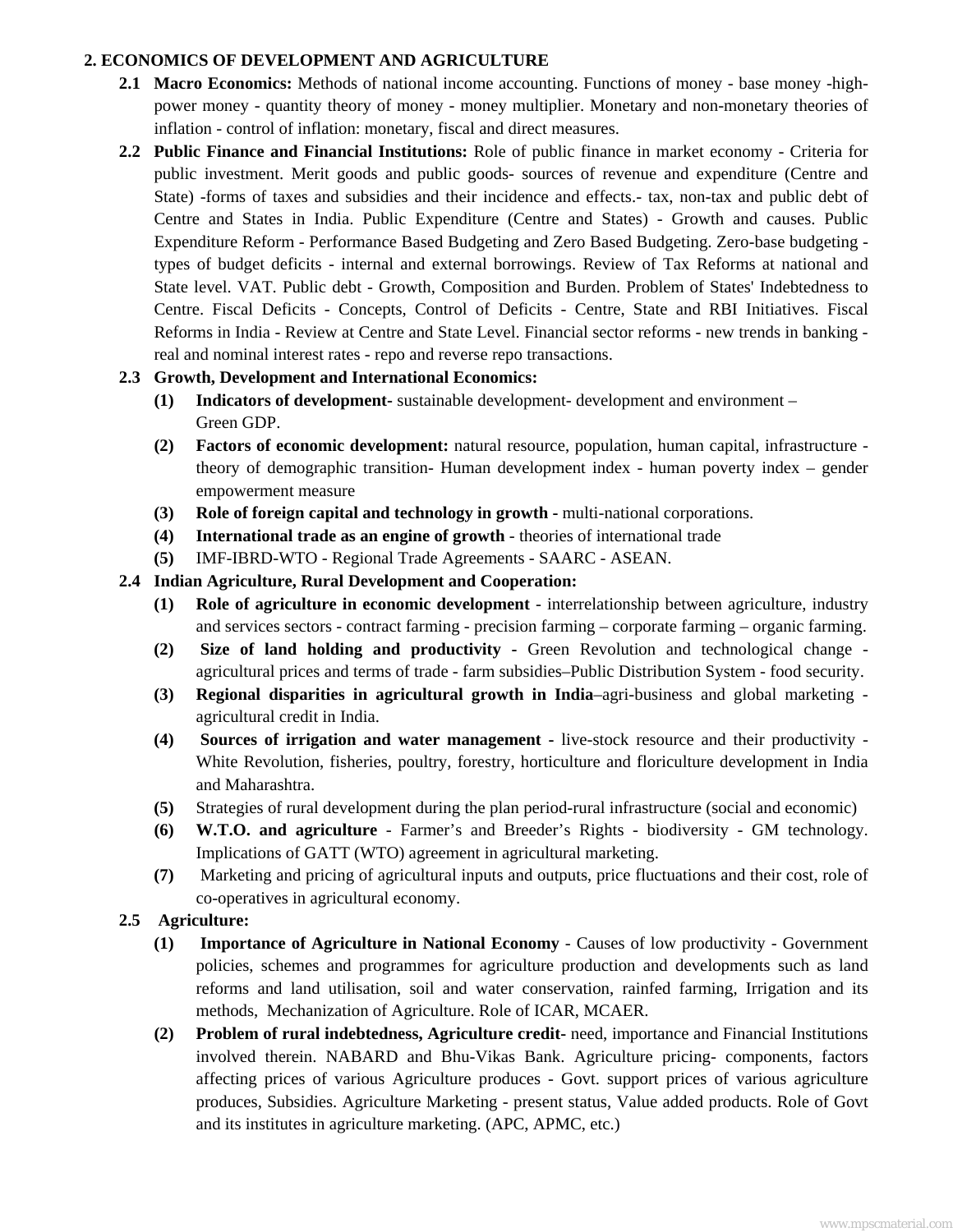## 2. ECONOMICS OF DEVELOPMENT AND AGRICULTURE

**2.1 Macro Economics:** Methods of national income accounting. Functions of money - base money -high-power money - quantity theory of money - money multiplier. Monetary and non-monetary theories of inflation - control of inflation: monetary, fiscal and direct measures.

**2.2 Public Finance and Financial Institutions:** Role of public finance in market economy - Criteria for public investment. Merit goods and public goods- sources of revenue and expenditure (Centre and State) -forms of taxes and subsidies and their incidence and effects.- tax, non-tax and public debt of Centre and States in India. Public Expenditure (Centre and States) - Growth and causes. Public Expenditure Reform - Performance Based Budgeting and Zero Based Budgeting. Zero-base budgeting - types of budget deficits - internal and external borrowings. Review of Tax Reforms at national and State level. VAT. Public debt - Growth, Composition and Burden. Problem of States' Indebtedness to Centre. Fiscal Deficits - Concepts, Control of Deficits - Centre, State and RBI Initiatives. Fiscal Reforms in India - Review at Centre and State Level. Financial sector reforms - new trends in banking - real and nominal interest rates - repo and reverse repo transactions.

**2.3 Growth, Development and International Economics:**

- **(1) Indicators of development-** sustainable development- development and environment – Green GDP.
- **(2) Factors of economic development:** natural resource, population, human capital, infrastructure - theory of demographic transition- Human development index - human poverty index – gender empowerment measure
- **(3) Role of foreign capital and technology in growth -** multi-national corporations.
- **(4) International trade as an engine of growth** - theories of international trade
- **(5)** IMF-IBRD-WTO - Regional Trade Agreements - SAARC - ASEAN.

**2.4 Indian Agriculture, Rural Development and Cooperation:**

- **(1) Role of agriculture in economic development** - interrelationship between agriculture, industry and services sectors - contract farming - precision farming – corporate farming – organic farming.
- **(2) Size of land holding and productivity** - Green Revolution and technological change - agricultural prices and terms of trade - farm subsidies–Public Distribution System - food security.
- **(3) Regional disparities in agricultural growth in India**–agri-business and global marketing - agricultural credit in India.
- **(4) Sources of irrigation and water management** - live-stock resource and their productivity - White Revolution, fisheries, poultry, forestry, horticulture and floriculture development in India and Maharashtra.
- **(5)** Strategies of rural development during the plan period-rural infrastructure (social and economic)
- **(6) W.T.O. and agriculture** - Farmer's and Breeder's Rights - biodiversity - GM technology. Implications of GATT (WTO) agreement in agricultural marketing.
- **(7)** Marketing and pricing of agricultural inputs and outputs, price fluctuations and their cost, role of co-operatives in agricultural economy.

**2.5 Agriculture:**

- **(1) Importance of Agriculture in National Economy** - Causes of low productivity - Government policies, schemes and programmes for agriculture production and developments such as land reforms and land utilisation, soil and water conservation, rainfed farming, Irrigation and its methods, Mechanization of Agriculture. Role of ICAR, MCAER.
- **(2) Problem of rural indebtedness, Agriculture credit-** need, importance and Financial Institutions involved therein. NABARD and Bhu-Vikas Bank. Agriculture pricing- components, factors affecting prices of various Agriculture produces - Govt. support prices of various agriculture produces, Subsidies. Agriculture Marketing - present status, Value added products. Role of Govt and its institutes in agriculture marketing. (APC, APMC, etc.)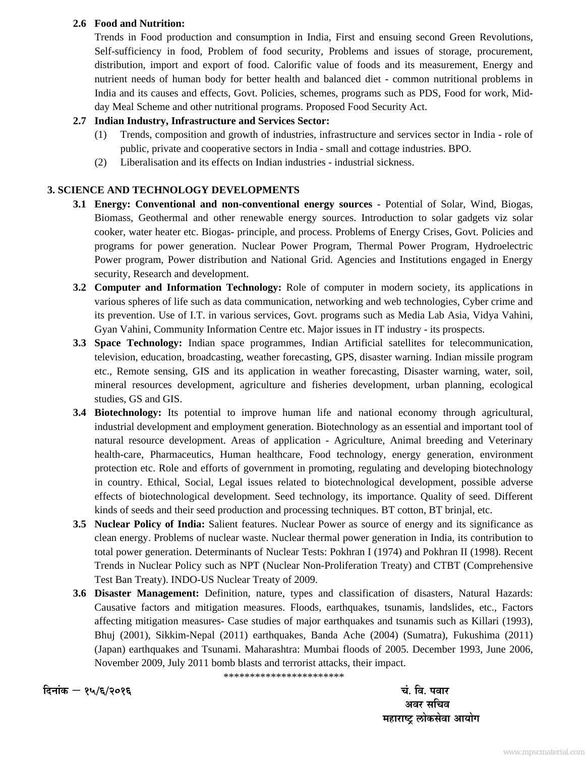**2.6 Food and Nutrition:**

Trends in Food production and consumption in India, First and ensuing second Green Revolutions, Self-sufficiency in food, Problem of food security, Problems and issues of storage, procurement, distribution, import and export of food. Calorific value of foods and its measurement, Energy and nutrient needs of human body for better health and balanced diet - common nutritional problems in India and its causes and effects, Govt. Policies, schemes, programs such as PDS, Food for work, Mid-day Meal Scheme and other nutritional programs. Proposed Food Security Act.

**2.7 Indian Industry, Infrastructure and Services Sector:**

(1) Trends, composition and growth of industries, infrastructure and services sector in India - role of public, private and cooperative sectors in India - small and cottage industries. BPO.

(2) Liberalisation and its effects on Indian industries - industrial sickness.

## 3. SCIENCE AND TECHNOLOGY DEVELOPMENTS

**3.1 Energy: Conventional and non-conventional energy sources** - Potential of Solar, Wind, Biogas, Biomass, Geothermal and other renewable energy sources. Introduction to solar gadgets viz solar cooker, water heater etc. Biogas- principle, and process. Problems of Energy Crises, Govt. Policies and programs for power generation. Nuclear Power Program, Thermal Power Program, Hydroelectric Power program, Power distribution and National Grid. Agencies and Institutions engaged in Energy security, Research and development.

**3.2 Computer and Information Technology:** Role of computer in modern society, its applications in various spheres of life such as data communication, networking and web technologies, Cyber crime and its prevention. Use of I.T. in various services, Govt. programs such as Media Lab Asia, Vidya Vahini, Gyan Vahini, Community Information Centre etc. Major issues in IT industry - its prospects.

**3.3 Space Technology:** Indian space programmes, Indian Artificial satellites for telecommunication, television, education, broadcasting, weather forecasting, GPS, disaster warning. Indian missile program etc., Remote sensing, GIS and its application in weather forecasting, Disaster warning, water, soil, mineral resources development, agriculture and fisheries development, urban planning, ecological studies, GS and GIS.

**3.4 Biotechnology:** Its potential to improve human life and national economy through agricultural, industrial development and employment generation. Biotechnology as an essential and important tool of natural resource development. Areas of application - Agriculture, Animal breeding and Veterinary health-care, Pharmaceutics, Human healthcare, Food technology, energy generation, environment protection etc. Role and efforts of government in promoting, regulating and developing biotechnology in country. Ethical, Social, Legal issues related to biotechnological development, possible adverse effects of biotechnological development. Seed technology, its importance. Quality of seed. Different kinds of seeds and their seed production and processing techniques. BT cotton, BT brinjal, etc.

**3.5 Nuclear Policy of India:** Salient features. Nuclear Power as source of energy and its significance as clean energy. Problems of nuclear waste. Nuclear thermal power generation in India, its contribution to total power generation. Determinants of Nuclear Tests: Pokhran I (1974) and Pokhran II (1998). Recent Trends in Nuclear Policy such as NPT (Nuclear Non-Proliferation Treaty) and CTBT (Comprehensive Test Ban Treaty). INDO-US Nuclear Treaty of 2009.

**3.6 Disaster Management:** Definition, nature, types and classification of disasters, Natural Hazards: Causative factors and mitigation measures. Floods, earthquakes, tsunamis, landslides, etc., Factors affecting mitigation measures- Case studies of major earthquakes and tsunamis such as Killari (1993), Bhuj (2001), Sikkim-Nepal (2011) earthquakes, Banda Ache (2004) (Sumatra), Fukushima (2011) (Japan) earthquakes and Tsunami. Maharashtra: Mumbai floods of 2005. December 1993, June 2006, November 2009, July 2011 bomb blasts and terrorist attacks, their impact.

**********************

**दिनांक – १५/६/२०१६**

**चं. वि. पवार**
**अवर सचिव**
**महाराष्ट्र लोकसेवा आयोग**